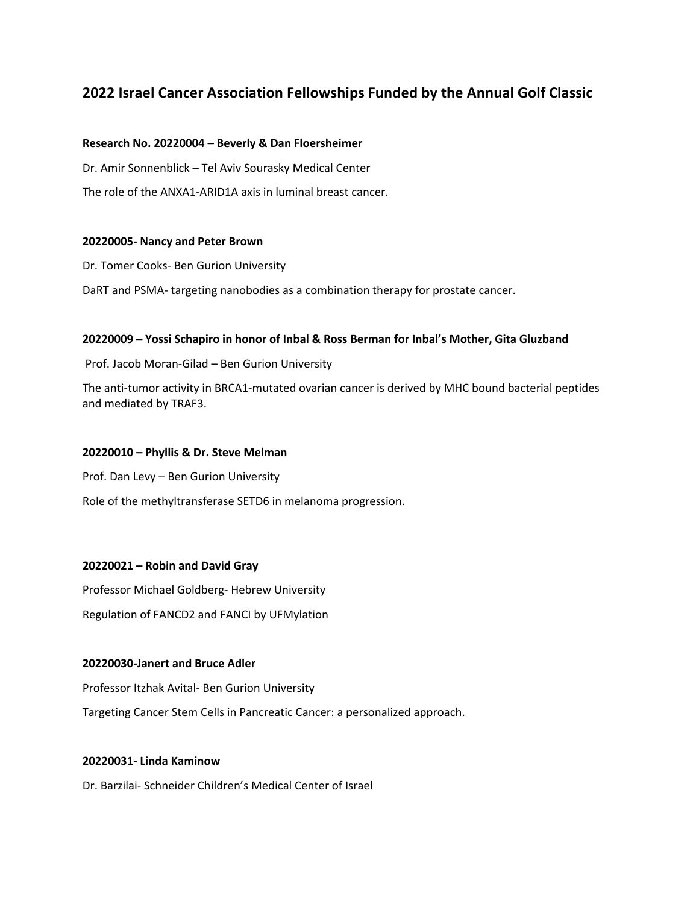## 2022 Israel Cancer Association Fellowships Funded by the Annual Golf Classic

**Research No. 20220004 – Beverly & Dan Floersheimer**

Dr. Amir Sonnenblick – Tel Aviv Sourasky Medical Center

The role of the ANXA1-ARID1A axis in luminal breast cancer.

**20220005- Nancy and Peter Brown**

Dr. Tomer Cooks- Ben Gurion University

DaRT and PSMA- targeting nanobodies as a combination therapy for prostate cancer.

**20220009 – Yossi Schapiro in honor of Inbal & Ross Berman for Inbal's Mother, Gita Gluzband**

Prof. Jacob Moran-Gilad – Ben Gurion University

The anti-tumor activity in BRCA1-mutated ovarian cancer is derived by MHC bound bacterial peptides and mediated by TRAF3.

**20220010 – Phyllis & Dr. Steve Melman**

Prof. Dan Levy – Ben Gurion University

Role of the methyltransferase SETD6 in melanoma progression.

**20220021 – Robin and David Gray**

Professor Michael Goldberg- Hebrew University

Regulation of FANCD2 and FANCI by UFMylation

**20220030-Janert and Bruce Adler**

Professor Itzhak Avital- Ben Gurion University

Targeting Cancer Stem Cells in Pancreatic Cancer: a personalized approach.

**20220031- Linda Kaminow**

Dr. Barzilai- Schneider Children's Medical Center of Israel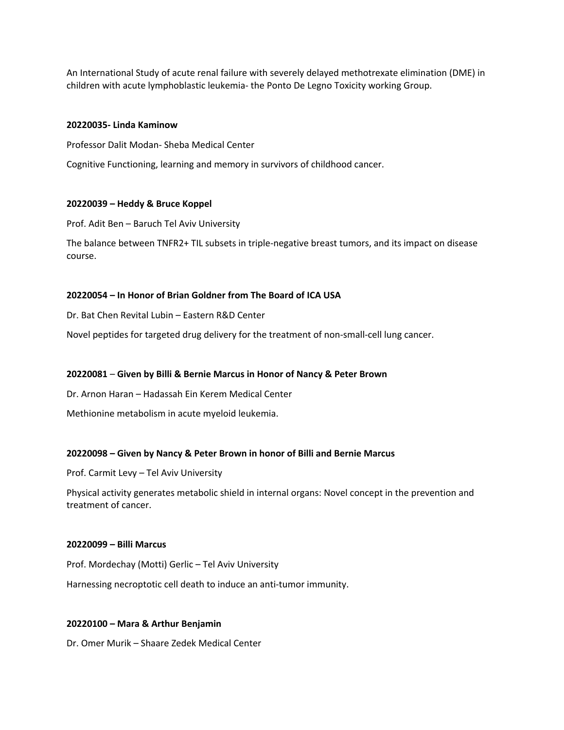An International Study of acute renal failure with severely delayed methotrexate elimination (DME) in children with acute lymphoblastic leukemia- the Ponto De Legno Toxicity working Group.

**20220035- Linda Kaminow**

Professor Dalit Modan- Sheba Medical Center

Cognitive Functioning, learning and memory in survivors of childhood cancer.

**20220039 – Heddy & Bruce Koppel**

Prof. Adit Ben – Baruch Tel Aviv University

The balance between TNFR2+ TIL subsets in triple-negative breast tumors, and its impact on disease course.

**20220054 – In Honor of Brian Goldner from The Board of ICA USA**

Dr. Bat Chen Revital Lubin – Eastern R&D Center

Novel peptides for targeted drug delivery for the treatment of non-small-cell lung cancer.

**20220081** – **Given by Billi & Bernie Marcus in Honor of Nancy & Peter Brown**

Dr. Arnon Haran – Hadassah Ein Kerem Medical Center

Methionine metabolism in acute myeloid leukemia.

**20220098 – Given by Nancy & Peter Brown in honor of Billi and Bernie Marcus**

Prof. Carmit Levy – Tel Aviv University

Physical activity generates metabolic shield in internal organs: Novel concept in the prevention and treatment of cancer.

**20220099 – Billi Marcus**

Prof. Mordechay (Motti) Gerlic – Tel Aviv University

Harnessing necroptotic cell death to induce an anti-tumor immunity.

**20220100 – Mara & Arthur Benjamin**

Dr. Omer Murik – Shaare Zedek Medical Center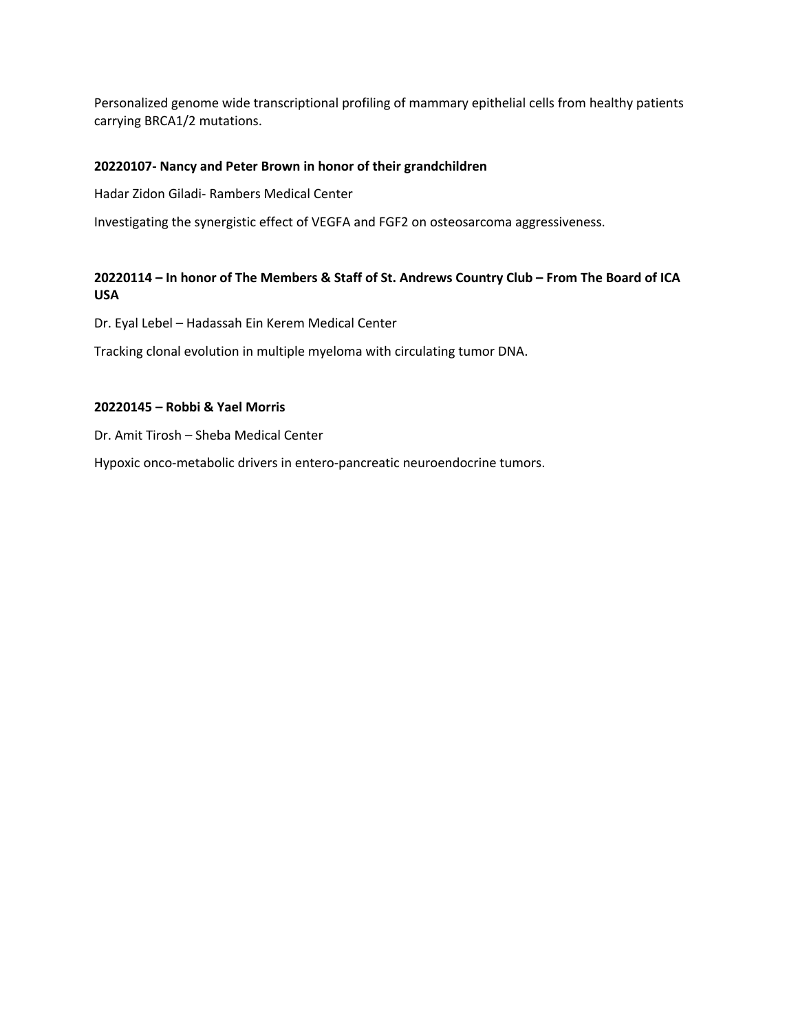Personalized genome wide transcriptional profiling of mammary epithelial cells from healthy patients carrying BRCA1/2 mutations.

**20220107- Nancy and Peter Brown in honor of their grandchildren**

Hadar Zidon Giladi- Rambers Medical Center

Investigating the synergistic effect of VEGFA and FGF2 on osteosarcoma aggressiveness.

**20220114 – In honor of The Members & Staff of St. Andrews Country Club – From The Board of ICA USA**

Dr. Eyal Lebel – Hadassah Ein Kerem Medical Center

Tracking clonal evolution in multiple myeloma with circulating tumor DNA.

**20220145 – Robbi & Yael Morris**

Dr. Amit Tirosh – Sheba Medical Center

Hypoxic onco-metabolic drivers in entero-pancreatic neuroendocrine tumors.